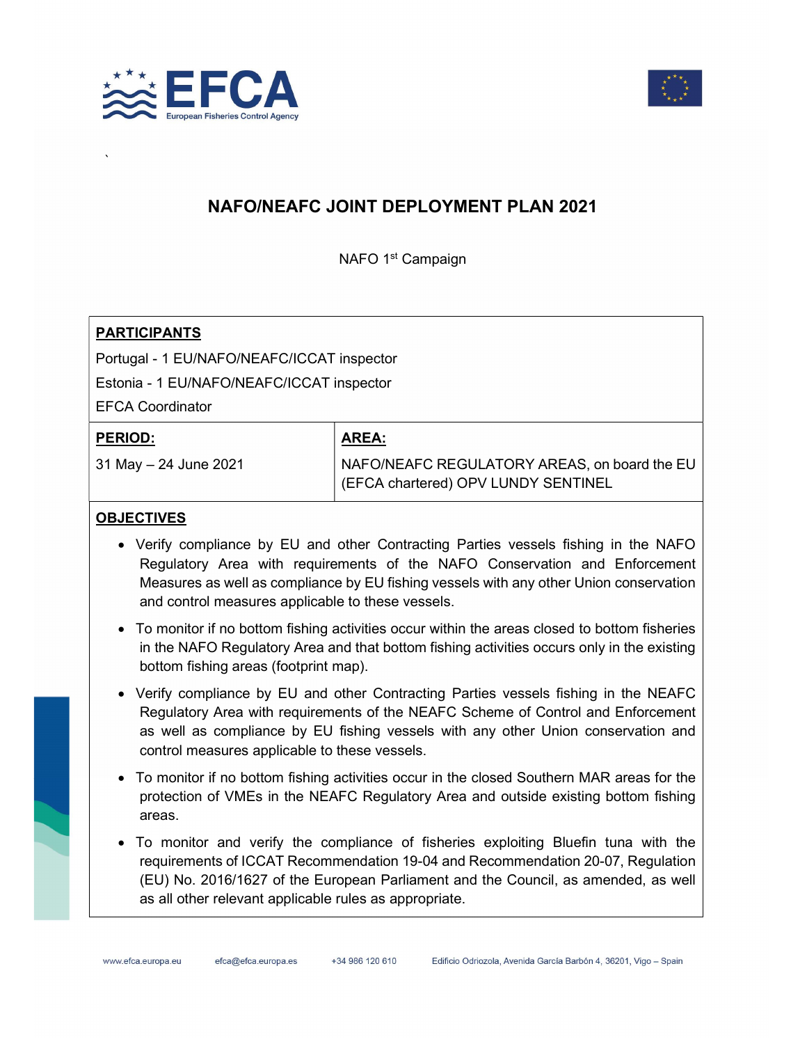# NAFO/NEAFC JOINT DEPLOYMENT PLAN 2021

NAFO 1st Campaign

**PARTICIPANTS**

Portugal - 1 EU/NAFO/NEAFC/ICCAT inspector

Estonia - 1 EU/NAFO/NEAFC/ICCAT inspector

EFCA Coordinator

| **PERIOD:** | **AREA:** |
| --- | --- |
| 31 May – 24 June 2021 | NAFO/NEAFC REGULATORY AREAS, on board the EU (EFCA chartered) OPV LUNDY SENTINEL |

**OBJECTIVES**

- Verify compliance by EU and other Contracting Parties vessels fishing in the NAFO Regulatory Area with requirements of the NAFO Conservation and Enforcement Measures as well as compliance by EU fishing vessels with any other Union conservation and control measures applicable to these vessels.
- To monitor if no bottom fishing activities occur within the areas closed to bottom fisheries in the NAFO Regulatory Area and that bottom fishing activities occurs only in the existing bottom fishing areas (footprint map).
- Verify compliance by EU and other Contracting Parties vessels fishing in the NEAFC Regulatory Area with requirements of the NEAFC Scheme of Control and Enforcement as well as compliance by EU fishing vessels with any other Union conservation and control measures applicable to these vessels.
- To monitor if no bottom fishing activities occur in the closed Southern MAR areas for the protection of VMEs in the NEAFC Regulatory Area and outside existing bottom fishing areas.
- To monitor and verify the compliance of fisheries exploiting Bluefin tuna with the requirements of ICCAT Recommendation 19-04 and Recommendation 20-07, Regulation (EU) No. 2016/1627 of the European Parliament and the Council, as amended, as well as all other relevant applicable rules as appropriate.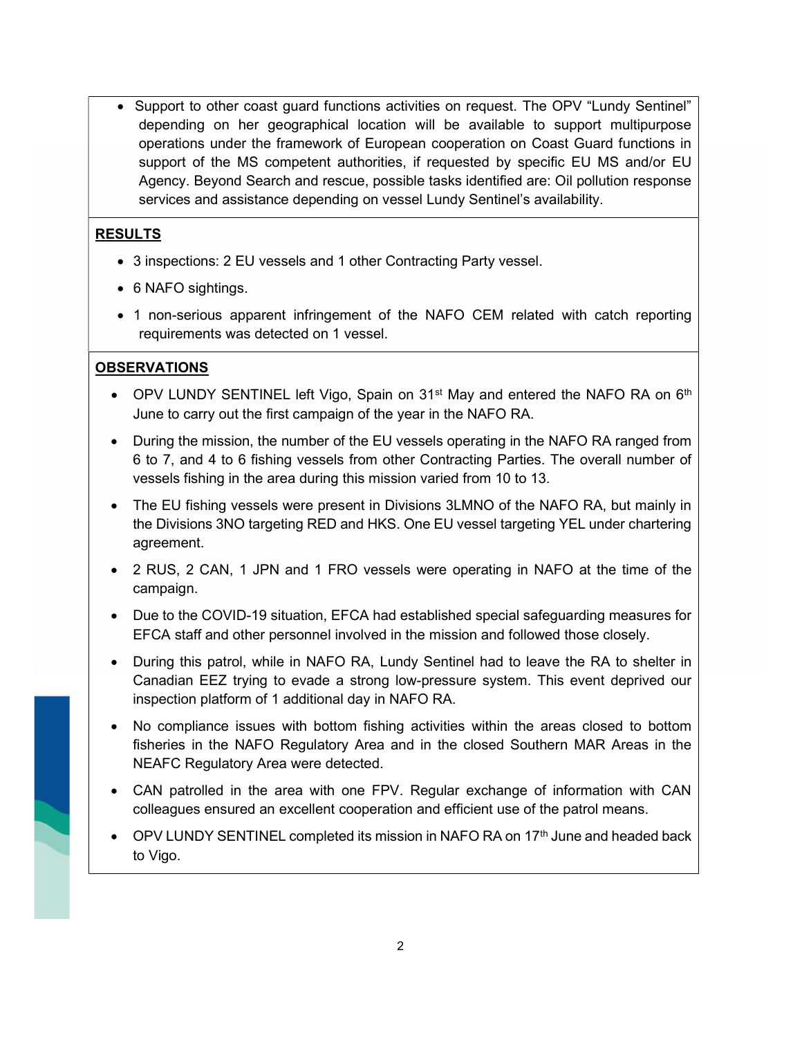- Support to other coast guard functions activities on request. The OPV "Lundy Sentinel" depending on her geographical location will be available to support multipurpose operations under the framework of European cooperation on Coast Guard functions in support of the MS competent authorities, if requested by specific EU MS and/or EU Agency. Beyond Search and rescue, possible tasks identified are: Oil pollution response services and assistance depending on vessel Lundy Sentinel's availability.

**RESULTS**

- 3 inspections: 2 EU vessels and 1 other Contracting Party vessel.
- 6 NAFO sightings.
- 1 non-serious apparent infringement of the NAFO CEM related with catch reporting requirements was detected on 1 vessel.

**OBSERVATIONS**

- OPV LUNDY SENTINEL left Vigo, Spain on 31st May and entered the NAFO RA on 6th June to carry out the first campaign of the year in the NAFO RA.
- During the mission, the number of the EU vessels operating in the NAFO RA ranged from 6 to 7, and 4 to 6 fishing vessels from other Contracting Parties. The overall number of vessels fishing in the area during this mission varied from 10 to 13.
- The EU fishing vessels were present in Divisions 3LMNO of the NAFO RA, but mainly in the Divisions 3NO targeting RED and HKS. One EU vessel targeting YEL under chartering agreement.
- 2 RUS, 2 CAN, 1 JPN and 1 FRO vessels were operating in NAFO at the time of the campaign.
- Due to the COVID-19 situation, EFCA had established special safeguarding measures for EFCA staff and other personnel involved in the mission and followed those closely.
- During this patrol, while in NAFO RA, Lundy Sentinel had to leave the RA to shelter in Canadian EEZ trying to evade a strong low-pressure system. This event deprived our inspection platform of 1 additional day in NAFO RA.
- No compliance issues with bottom fishing activities within the areas closed to bottom fisheries in the NAFO Regulatory Area and in the closed Southern MAR Areas in the NEAFC Regulatory Area were detected.
- CAN patrolled in the area with one FPV. Regular exchange of information with CAN colleagues ensured an excellent cooperation and efficient use of the patrol means.
- OPV LUNDY SENTINEL completed its mission in NAFO RA on 17th June and headed back to Vigo.